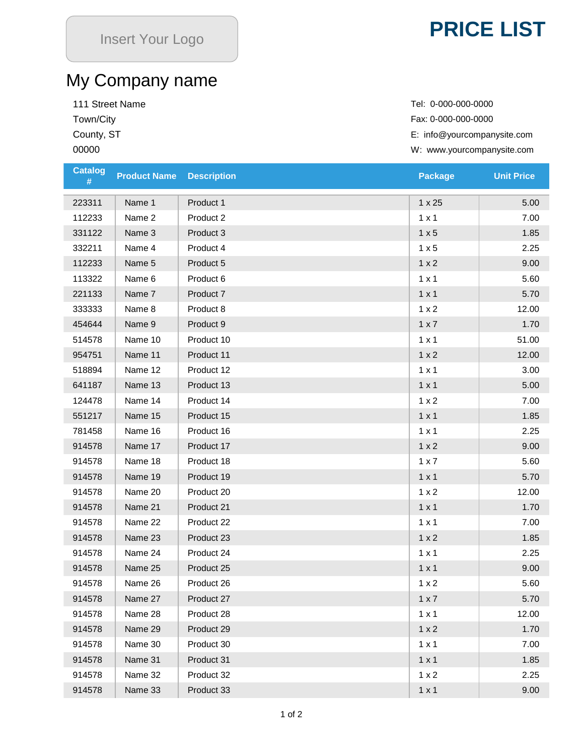Insert Your Logo

# PRICE LIST

## My Company name

111 Street Name
Town/City
County, ST
00000

Tel: 0-000-000-0000
Fax: 0-000-000-0000
E: info@yourcompanysite.com
W: www.yourcompanysite.com

| Catalog # | Product Name | Description | Package | Unit Price |
|---|---|---|---|---|
| 223311 | Name 1 | Product 1 | 1 x 25 | 5.00 |
| 112233 | Name 2 | Product 2 | 1 x 1 | 7.00 |
| 331122 | Name 3 | Product 3 | 1 x 5 | 1.85 |
| 332211 | Name 4 | Product 4 | 1 x 5 | 2.25 |
| 112233 | Name 5 | Product 5 | 1 x 2 | 9.00 |
| 113322 | Name 6 | Product 6 | 1 x 1 | 5.60 |
| 221133 | Name 7 | Product 7 | 1 x 1 | 5.70 |
| 333333 | Name 8 | Product 8 | 1 x 2 | 12.00 |
| 454644 | Name 9 | Product 9 | 1 x 7 | 1.70 |
| 514578 | Name 10 | Product 10 | 1 x 1 | 51.00 |
| 954751 | Name 11 | Product 11 | 1 x 2 | 12.00 |
| 518894 | Name 12 | Product 12 | 1 x 1 | 3.00 |
| 641187 | Name 13 | Product 13 | 1 x 1 | 5.00 |
| 124478 | Name 14 | Product 14 | 1 x 2 | 7.00 |
| 551217 | Name 15 | Product 15 | 1 x 1 | 1.85 |
| 781458 | Name 16 | Product 16 | 1 x 1 | 2.25 |
| 914578 | Name 17 | Product 17 | 1 x 2 | 9.00 |
| 914578 | Name 18 | Product 18 | 1 x 7 | 5.60 |
| 914578 | Name 19 | Product 19 | 1 x 1 | 5.70 |
| 914578 | Name 20 | Product 20 | 1 x 2 | 12.00 |
| 914578 | Name 21 | Product 21 | 1 x 1 | 1.70 |
| 914578 | Name 22 | Product 22 | 1 x 1 | 7.00 |
| 914578 | Name 23 | Product 23 | 1 x 2 | 1.85 |
| 914578 | Name 24 | Product 24 | 1 x 1 | 2.25 |
| 914578 | Name 25 | Product 25 | 1 x 1 | 9.00 |
| 914578 | Name 26 | Product 26 | 1 x 2 | 5.60 |
| 914578 | Name 27 | Product 27 | 1 x 7 | 5.70 |
| 914578 | Name 28 | Product 28 | 1 x 1 | 12.00 |
| 914578 | Name 29 | Product 29 | 1 x 2 | 1.70 |
| 914578 | Name 30 | Product 30 | 1 x 1 | 7.00 |
| 914578 | Name 31 | Product 31 | 1 x 1 | 1.85 |
| 914578 | Name 32 | Product 32 | 1 x 2 | 2.25 |
| 914578 | Name 33 | Product 33 | 1 x 1 | 9.00 |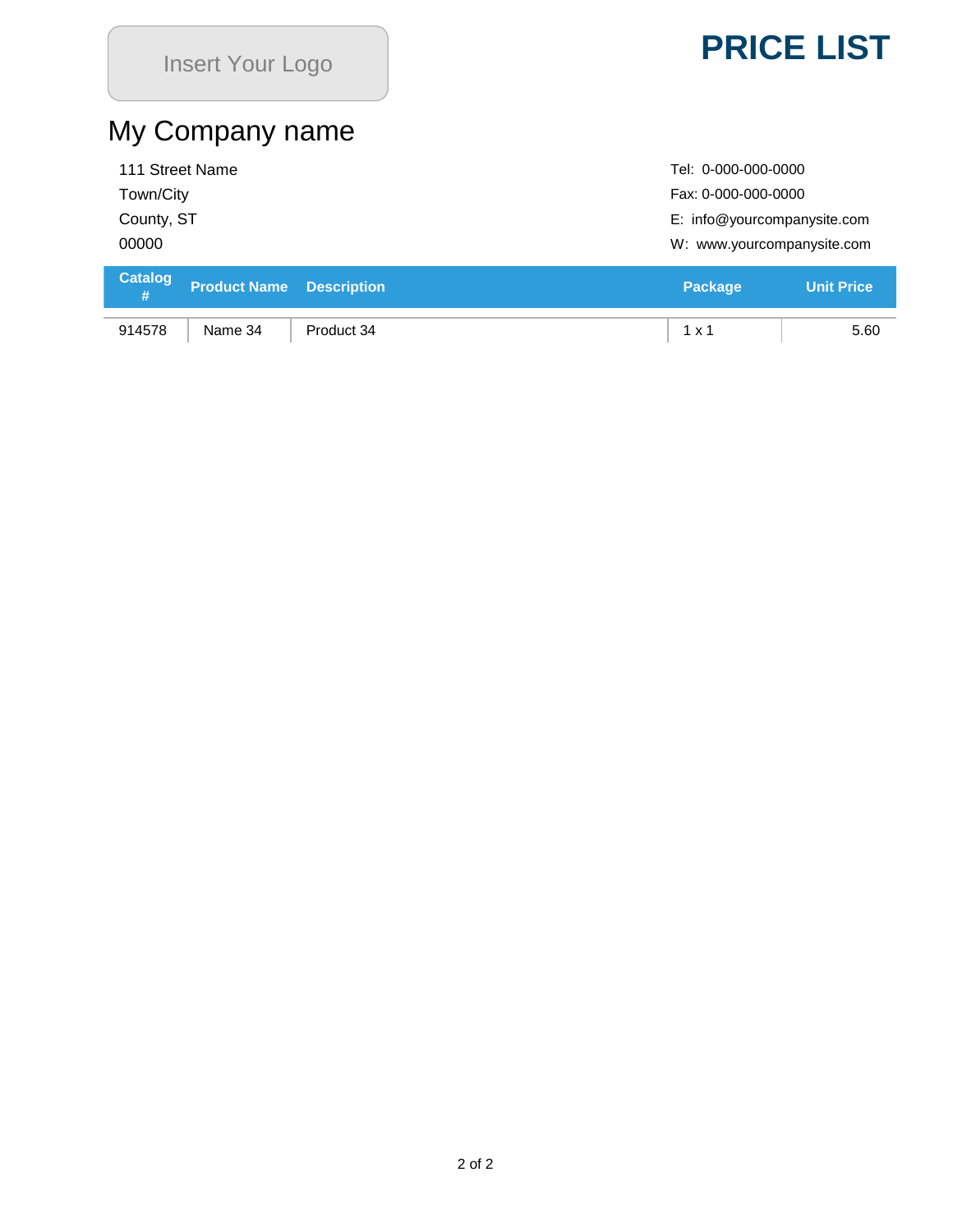Insert Your Logo

# PRICE LIST

## My Company name

111 Street Name
Town/City
County, ST
00000

Tel: 0-000-000-0000
Fax: 0-000-000-0000
E: info@yourcompanysite.com
W: www.yourcompanysite.com

| Catalog # | Product Name | Description | Package | Unit Price |
|---|---|---|---|---|
| 914578 | Name 34 | Product 34 | 1 x 1 | 5.60 |